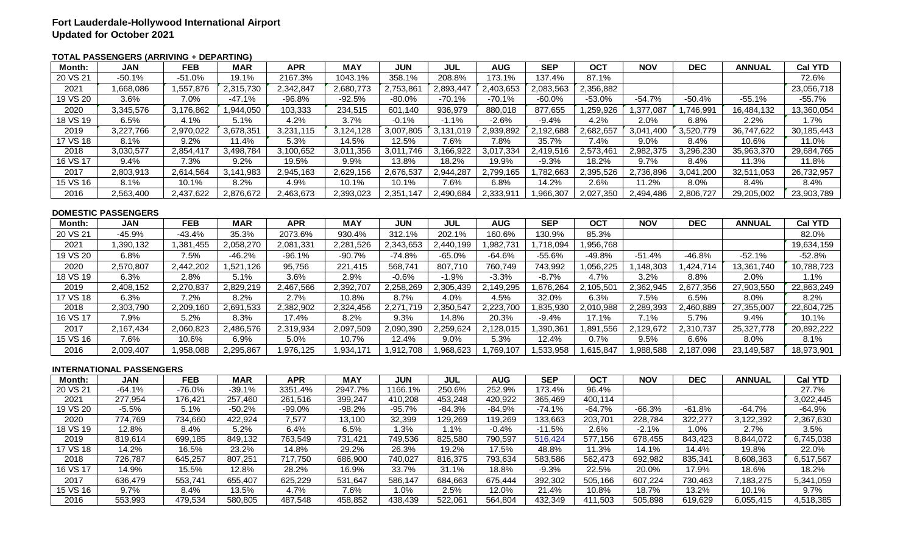# Fort Lauderdale-Hollywood International Airport
## Updated for October 2021

### TOTAL PASSENGERS (ARRIVING + DEPARTING)

| Month: | JAN | FEB | MAR | APR | MAY | JUN | JUL | AUG | SEP | OCT | NOV | DEC | ANNUAL | Cal YTD |
|---|---|---|---|---|---|---|---|---|---|---|---|---|---|---|
| 20 VS 21 | -50.1% | -51.0% | 19.1% | 2167.3% | 1043.1% | 358.1% | 208.8% | 173.1% | 137.4% | 87.1% | | | | 72.6% |
| 2021 | 1,668,086 | 1,557,876 | 2,315,730 | 2,342,847 | 2,680,773 | 2,753,861 | 2,893,447 | 2,403,653 | 2,083,563 | 2,356,882 | | | | 23,056,718 |
| 19 VS 20 | 3.6% | 7.0% | -47.1% | -96.8% | -92.5% | -80.0% | -70.1% | -70.1% | -60.0% | -53.0% | -54.7% | -50.4% | -55.1% | -55.7% |
| 2020 | 3,345,576 | 3,176,862 | 1,944,050 | 103,333 | 234,515 | 601,140 | 936,979 | 880,018 | 877,655 | 1,259,926 | 1,377,087 | 1,746,991 | 16,484,132 | 13,360,054 |
| 18 VS 19 | 6.5% | 4.1% | 5.1% | 4.2% | 3.7% | -0.1% | -1.1% | -2.6% | -9.4% | 4.2% | 2.0% | 6.8% | 2.2% | 1.7% |
| 2019 | 3,227,766 | 2,970,022 | 3,678,351 | 3,231,115 | 3,124,128 | 3,007,805 | 3,131,019 | 2,939,892 | 2,192,688 | 2,682,657 | 3,041,400 | 3,520,779 | 36,747,622 | 30,185,443 |
| 17 VS 18 | 8.1% | 9.2% | 11.4% | 5.3% | 14.5% | 12.5% | 7.6% | 7.8% | 35.7% | 7.4% | 9.0% | 8.4% | 10.6% | 11.0% |
| 2018 | 3,030,577 | 2,854,417 | 3,498,784 | 3,100,652 | 3,011,356 | 3,011,746 | 3,166,922 | 3,017,334 | 2,419,516 | 2,573,461 | 2,982,375 | 3,296,230 | 35,963,370 | 29,684,765 |
| 16 VS 17 | 9.4% | 7.3% | 9.2% | 19.5% | 9.9% | 13.8% | 18.2% | 19.9% | -9.3% | 18.2% | 9.7% | 8.4% | 11.3% | 11.8% |
| 2017 | 2,803,913 | 2,614,564 | 3,141,983 | 2,945,163 | 2,629,156 | 2,676,537 | 2,944,287 | 2,799,165 | 1,782,663 | 2,395,526 | 2,736,896 | 3,041,200 | 32,511,053 | 26,732,957 |
| 15 VS 16 | 8.1% | 10.1% | 8.2% | 4.9% | 10.1% | 10.1% | 7.6% | 6.8% | 14.2% | 2.6% | 11.2% | 8.0% | 8.4% | 8.4% |
| 2016 | 2,563,400 | 2,437,622 | 2,876,672 | 2,463,673 | 2,393,023 | 2,351,147 | 2,490,684 | 2,333,911 | 1,966,307 | 2,027,350 | 2,494,486 | 2,806,727 | 29,205,002 | 23,903,789 |

### DOMESTIC PASSENGERS

| Month: | JAN | FEB | MAR | APR | MAY | JUN | JUL | AUG | SEP | OCT | NOV | DEC | ANNUAL | Cal YTD |
|---|---|---|---|---|---|---|---|---|---|---|---|---|---|---|
| 20 VS 21 | -45.9% | -43.4% | 35.3% | 2073.6% | 930.4% | 312.1% | 202.1% | 160.6% | 130.9% | 85.3% | | | | 82.0% |
| 2021 | 1,390,132 | 1,381,455 | 2,058,270 | 2,081,331 | 2,281,526 | 2,343,653 | 2,440,199 | 1,982,731 | 1,718,094 | 1,956,768 | | | | 19,634,159 |
| 19 VS 20 | 6.8% | 7.5% | -46.2% | -96.1% | -90.7% | -74.8% | -65.0% | -64.6% | -55.6% | -49.8% | -51.4% | -46.8% | -52.1% | -52.8% |
| 2020 | 2,570,807 | 2,442,202 | 1,521,126 | 95,756 | 221,415 | 568,741 | 807,710 | 760,749 | 743,992 | 1,056,225 | 1,148,303 | 1,424,714 | 13,361,740 | 10,788,723 |
| 18 VS 19 | 6.3% | 2.8% | 5.1% | 3.6% | 2.9% | -0.6% | -1.9% | -3.3% | -8.7% | 4.7% | 3.2% | 8.8% | 2.0% | 1.1% |
| 2019 | 2,408,152 | 2,270,837 | 2,829,219 | 2,467,566 | 2,392,707 | 2,258,269 | 2,305,439 | 2,149,295 | 1,676,264 | 2,105,501 | 2,362,945 | 2,677,356 | 27,903,550 | 22,863,249 |
| 17 VS 18 | 6.3% | 7.2% | 8.2% | 2.7% | 10.8% | 8.7% | 4.0% | 4.5% | 32.0% | 6.3% | 7.5% | 6.5% | 8.0% | 8.2% |
| 2018 | 2,303,790 | 2,209,160 | 2,691,533 | 2,382,902 | 2,324,456 | 2,271,719 | 2,350,547 | 2,223,700 | 1,835,930 | 2,010,988 | 2,289,393 | 2,460,889 | 27,355,007 | 22,604,725 |
| 16 VS 17 | 7.9% | 5.2% | 8.3% | 17.4% | 8.2% | 9.3% | 14.8% | 20.3% | -9.4% | 17.1% | 7.1% | 5.7% | 9.4% | 10.1% |
| 2017 | 2,167,434 | 2,060,823 | 2,486,576 | 2,319,934 | 2,097,509 | 2,090,390 | 2,259,624 | 2,128,015 | 1,390,361 | 1,891,556 | 2,129,672 | 2,310,737 | 25,327,778 | 20,892,222 |
| 15 VS 16 | 7.6% | 10.6% | 6.9% | 5.0% | 10.7% | 12.4% | 9.0% | 5.3% | 12.4% | 0.7% | 9.5% | 6.6% | 8.0% | 8.1% |
| 2016 | 2,009,407 | 1,958,088 | 2,295,867 | 1,976,125 | 1,934,171 | 1,912,708 | 1,968,623 | 1,769,107 | 1,533,958 | 1,615,847 | 1,988,588 | 2,187,098 | 23,149,587 | 18,973,901 |

### INTERNATIONAL PASSENGERS

| Month: | JAN | FEB | MAR | APR | MAY | JUN | JUL | AUG | SEP | OCT | NOV | DEC | ANNUAL | Cal YTD |
|---|---|---|---|---|---|---|---|---|---|---|---|---|---|---|
| 20 VS 21 | -64.1% | -76.0% | -39.1% | 3351.4% | 2947.7% | 1166.1% | 250.6% | 252.9% | 173.4% | 96.4% | | | | 27.7% |
| 2021 | 277,954 | 176,421 | 257,460 | 261,516 | 399,247 | 410,208 | 453,248 | 420,922 | 365,469 | 400,114 | | | | 3,022,445 |
| 19 VS 20 | -5.5% | 5.1% | -50.2% | -99.0% | -98.2% | -95.7% | -84.3% | -84.9% | -74.1% | -64.7% | -66.3% | -61.8% | -64.7% | -64.9% |
| 2020 | 774,769 | 734,660 | 422,924 | 7,577 | 13,100 | 32,399 | 129,269 | 119,269 | 133,663 | 203,701 | 228,784 | 322,277 | 3,122,392 | 2,367,630 |
| 18 VS 19 | 12.8% | 8.4% | 5.2% | 6.4% | 6.5% | 1.3% | 1.1% | -0.4% | -11.5% | 2.6% | -2.1% | 1.0% | 2.7% | 3.5% |
| 2019 | 819,614 | 699,185 | 849,132 | 763,549 | 731,421 | 749,536 | 825,580 | 790,597 | 516,424 | 577,156 | 678,455 | 843,423 | 8,844,072 | 6,745,038 |
| 17 VS 18 | 14.2% | 16.5% | 23.2% | 14.8% | 29.2% | 26.3% | 19.2% | 17.5% | 48.8% | 11.3% | 14.1% | 14.4% | 19.8% | 22.0% |
| 2018 | 726,787 | 645,257 | 807,251 | 717,750 | 686,900 | 740,027 | 816,375 | 793,634 | 583,586 | 562,473 | 692,982 | 835,341 | 8,608,363 | 6,517,567 |
| 16 VS 17 | 14.9% | 15.5% | 12.8% | 28.2% | 16.9% | 33.7% | 31.1% | 18.8% | -9.3% | 22.5% | 20.0% | 17.9% | 18.6% | 18.2% |
| 2017 | 636,479 | 553,741 | 655,407 | 625,229 | 531,647 | 586,147 | 684,663 | 675,444 | 392,302 | 505,166 | 607,224 | 730,463 | 7,183,275 | 5,341,059 |
| 15 VS 16 | 9.7% | 8.4% | 13.5% | 4.7% | 7.6% | 1.0% | 2.5% | 12.0% | 21.4% | 10.8% | 18.7% | 13.2% | 10.1% | 9.7% |
| 2016 | 553,993 | 479,534 | 580,805 | 487,548 | 458,852 | 438,439 | 522,061 | 564,804 | 432,349 | 411,503 | 505,898 | 619,629 | 6,055,415 | 4,518,385 |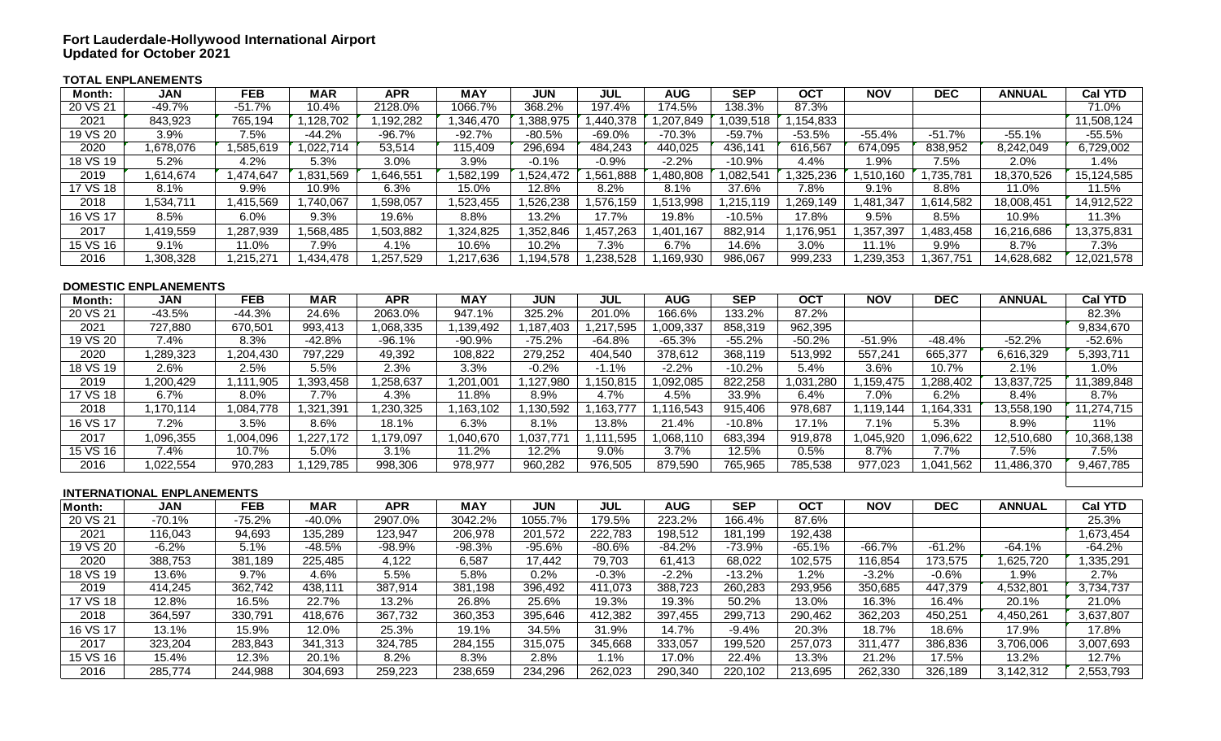**Fort Lauderdale-Hollywood International Airport**
**Updated for October 2021**

**TOTAL ENPLANEMENTS**

| Month: | JAN | FEB | MAR | APR | MAY | JUN | JUL | AUG | SEP | OCT | NOV | DEC | ANNUAL | Cal YTD |
|---|---|---|---|---|---|---|---|---|---|---|---|---|---|---|
| 20 VS 21 | -49.7% | -51.7% | 10.4% | 2128.0% | 1066.7% | 368.2% | 197.4% | 174.5% | 138.3% | 87.3% | | | | 71.0% |
| 2021 | 843,923 | 765,194 | 1,128,702 | 1,192,282 | 1,346,470 | 1,388,975 | 1,440,378 | 1,207,849 | 1,039,518 | 1,154,833 | | | | 11,508,124 |
| 19 VS 20 | 3.9% | 7.5% | -44.2% | -96.7% | -92.7% | -80.5% | -69.0% | -70.3% | -59.7% | -53.5% | -55.4% | -51.7% | -55.1% | -55.5% |
| 2020 | 1,678,076 | 1,585,619 | 1,022,714 | 53,514 | 115,409 | 296,694 | 484,243 | 440,025 | 436,141 | 616,567 | 674,095 | 838,952 | 8,242,049 | 6,729,002 |
| 18 VS 19 | 5.2% | 4.2% | 5.3% | 3.0% | 3.9% | -0.1% | -0.9% | -2.2% | -10.9% | 4.4% | 1.9% | 7.5% | 2.0% | 1.4% |
| 2019 | 1,614,674 | 1,474,647 | 1,831,569 | 1,646,551 | 1,582,199 | 1,524,472 | 1,561,888 | 1,480,808 | 1,082,541 | 1,325,236 | 1,510,160 | 1,735,781 | 18,370,526 | 15,124,585 |
| 17 VS 18 | 8.1% | 9.9% | 10.9% | 6.3% | 15.0% | 12.8% | 8.2% | 8.1% | 37.6% | 7.8% | 9.1% | 8.8% | 11.0% | 11.5% |
| 2018 | 1,534,711 | 1,415,569 | 1,740,067 | 1,598,057 | 1,523,455 | 1,526,238 | 1,576,159 | 1,513,998 | 1,215,119 | 1,269,149 | 1,481,347 | 1,614,582 | 18,008,451 | 14,912,522 |
| 16 VS 17 | 8.5% | 6.0% | 9.3% | 19.6% | 8.8% | 13.2% | 17.7% | 19.8% | -10.5% | 17.8% | 9.5% | 8.5% | 10.9% | 11.3% |
| 2017 | 1,419,559 | 1,287,939 | 1,568,485 | 1,503,882 | 1,324,825 | 1,352,846 | 1,457,263 | 1,401,167 | 882,914 | 1,176,951 | 1,357,397 | 1,483,458 | 16,216,686 | 13,375,831 |
| 15 VS 16 | 9.1% | 11.0% | 7.9% | 4.1% | 10.6% | 10.2% | 7.3% | 6.7% | 14.6% | 3.0% | 11.1% | 9.9% | 8.7% | 7.3% |
| 2016 | 1,308,328 | 1,215,271 | 1,434,478 | 1,257,529 | 1,217,636 | 1,194,578 | 1,238,528 | 1,169,930 | 986,067 | 999,233 | 1,239,353 | 1,367,751 | 14,628,682 | 12,021,578 |

**DOMESTIC ENPLANEMENTS**

| Month: | JAN | FEB | MAR | APR | MAY | JUN | JUL | AUG | SEP | OCT | NOV | DEC | ANNUAL | Cal YTD |
|---|---|---|---|---|---|---|---|---|---|---|---|---|---|---|
| 20 VS 21 | -43.5% | -44.3% | 24.6% | 2063.0% | 947.1% | 325.2% | 201.0% | 166.6% | 133.2% | 87.2% | | | | 82.3% |
| 2021 | 727,880 | 670,501 | 993,413 | 1,068,335 | 1,139,492 | 1,187,403 | 1,217,595 | 1,009,337 | 858,319 | 962,395 | | | | 9,834,670 |
| 19 VS 20 | 7.4% | 8.3% | -42.8% | -96.1% | -90.9% | -75.2% | -64.8% | -65.3% | -55.2% | -50.2% | -51.9% | -48.4% | -52.2% | -52.6% |
| 2020 | 1,289,323 | 1,204,430 | 797,229 | 49,392 | 108,822 | 279,252 | 404,540 | 378,612 | 368,119 | 513,992 | 557,241 | 665,377 | 6,616,329 | 5,393,711 |
| 18 VS 19 | 2.6% | 2.5% | 5.5% | 2.3% | 3.3% | -0.2% | -1.1% | -2.2% | -10.2% | 5.4% | 3.6% | 10.7% | 2.1% | 1.0% |
| 2019 | 1,200,429 | 1,111,905 | 1,393,458 | 1,258,637 | 1,201,001 | 1,127,980 | 1,150,815 | 1,092,085 | 822,258 | 1,031,280 | 1,159,475 | 1,288,402 | 13,837,725 | 11,389,848 |
| 17 VS 18 | 6.7% | 8.0% | 7.7% | 4.3% | 11.8% | 8.9% | 4.7% | 4.5% | 33.9% | 6.4% | 7.0% | 6.2% | 8.4% | 8.7% |
| 2018 | 1,170,114 | 1,084,778 | 1,321,391 | 1,230,325 | 1,163,102 | 1,130,592 | 1,163,777 | 1,116,543 | 915,406 | 978,687 | 1,119,144 | 1,164,331 | 13,558,190 | 11,274,715 |
| 16 VS 17 | 7.2% | 3.5% | 8.6% | 18.1% | 6.3% | 8.1% | 13.8% | 21.4% | -10.8% | 17.1% | 7.1% | 5.3% | 8.9% | 11% |
| 2017 | 1,096,355 | 1,004,096 | 1,227,172 | 1,179,097 | 1,040,670 | 1,037,771 | 1,111,595 | 1,068,110 | 683,394 | 919,878 | 1,045,920 | 1,096,622 | 12,510,680 | 10,368,138 |
| 15 VS 16 | 7.4% | 10.7% | 5.0% | 3.1% | 11.2% | 12.2% | 9.0% | 3.7% | 12.5% | 0.5% | 8.7% | 7.7% | 7.5% | 7.5% |
| 2016 | 1,022,554 | 970,283 | 1,129,785 | 998,306 | 978,977 | 960,282 | 976,505 | 879,590 | 765,965 | 785,538 | 977,023 | 1,041,562 | 11,486,370 | 9,467,785 |

**INTERNATIONAL ENPLANEMENTS**

| Month: | JAN | FEB | MAR | APR | MAY | JUN | JUL | AUG | SEP | OCT | NOV | DEC | ANNUAL | Cal YTD |
|---|---|---|---|---|---|---|---|---|---|---|---|---|---|---|
| 20 VS 21 | -70.1% | -75.2% | -40.0% | 2907.0% | 3042.2% | 1055.7% | 179.5% | 223.2% | 166.4% | 87.6% | | | | 25.3% |
| 2021 | 116,043 | 94,693 | 135,289 | 123,947 | 206,978 | 201,572 | 222,783 | 198,512 | 181,199 | 192,438 | | | | 1,673,454 |
| 19 VS 20 | -6.2% | 5.1% | -48.5% | -98.9% | -98.3% | -95.6% | -80.6% | -84.2% | -73.9% | -65.1% | -66.7% | -61.2% | -64.1% | -64.2% |
| 2020 | 388,753 | 381,189 | 225,485 | 4,122 | 6,587 | 17,442 | 79,703 | 61,413 | 68,022 | 102,575 | 116,854 | 173,575 | 1,625,720 | 1,335,291 |
| 18 VS 19 | 13.6% | 9.7% | 4.6% | 5.5% | 5.8% | 0.2% | -0.3% | -2.2% | -13.2% | 1.2% | -3.2% | -0.6% | 1.9% | 2.7% |
| 2019 | 414,245 | 362,742 | 438,111 | 387,914 | 381,198 | 396,492 | 411,073 | 388,723 | 260,283 | 293,956 | 350,685 | 447,379 | 4,532,801 | 3,734,737 |
| 17 VS 18 | 12.8% | 16.5% | 22.7% | 13.2% | 26.8% | 25.6% | 19.3% | 19.3% | 50.2% | 13.0% | 16.3% | 16.4% | 20.1% | 21.0% |
| 2018 | 364,597 | 330,791 | 418,676 | 367,732 | 360,353 | 395,646 | 412,382 | 397,455 | 299,713 | 290,462 | 362,203 | 450,251 | 4,450,261 | 3,637,807 |
| 16 VS 17 | 13.1% | 15.9% | 12.0% | 25.3% | 19.1% | 34.5% | 31.9% | 14.7% | -9.4% | 20.3% | 18.7% | 18.6% | 17.9% | 17.8% |
| 2017 | 323,204 | 283,843 | 341,313 | 324,785 | 284,155 | 315,075 | 345,668 | 333,057 | 199,520 | 257,073 | 311,477 | 386,836 | 3,706,006 | 3,007,693 |
| 15 VS 16 | 15.4% | 12.3% | 20.1% | 8.2% | 8.3% | 2.8% | 1.1% | 17.0% | 22.4% | 13.3% | 21.2% | 17.5% | 13.2% | 12.7% |
| 2016 | 285,774 | 244,988 | 304,693 | 259,223 | 238,659 | 234,296 | 262,023 | 290,340 | 220,102 | 213,695 | 262,330 | 326,189 | 3,142,312 | 2,553,793 |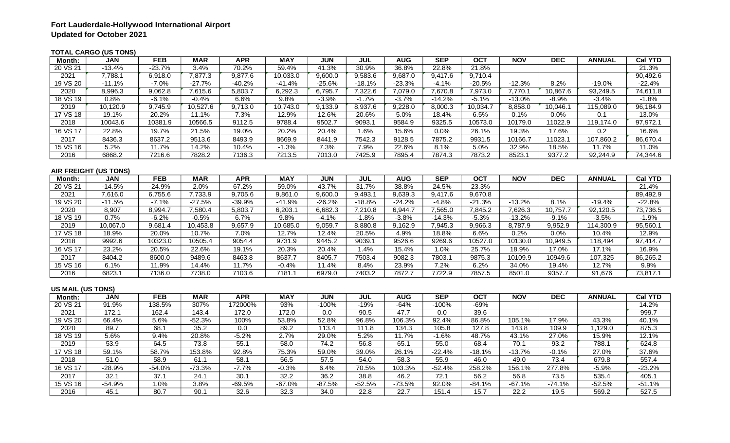**Fort Lauderdale-Hollywood International Airport**
**Updated for October 2021**

**TOTAL CARGO (US TONS)**

| Month: | JAN | FEB | MAR | APR | MAY | JUN | JUL | AUG | SEP | OCT | NOV | DEC | ANNUAL | Cal YTD |
|---|---|---|---|---|---|---|---|---|---|---|---|---|---|---|
| 20 VS 21 | -13.4% | -23.7% | 3.4% | 70.2% | 59.4% | 41.3% | 30.9% | 36.8% | 22.8% | 21.8% | | | | 21.3% |
| 2021 | 7,788.1 | 6,918.0 | 7,877.3 | 9,877.6 | 10,033.0 | 9,600.0 | 9,583.6 | 9,687.0 | 9,417.6 | 9,710.4 | | | | 90,492.6 |
| 19 VS 20 | -11.1% | -7.0% | -27.7% | -40.2% | -41.4% | -25.6% | -18.1% | -23.3% | -4.1% | -20.5% | -12.3% | 8.2% | -19.0% | -22.4% |
| 2020 | 8,996.3 | 9,062.8 | 7,615.6 | 5,803.7 | 6,292.3 | 6,795.7 | 7,322.6 | 7,079.0 | 7,670.8 | 7,973.0 | 7,770.1 | 10,867.6 | 93,249.5 | 74,611.8 |
| 18 VS 19 | 0.8% | -6.1% | -0.4% | 6.6% | 9.8% | -3.9% | -1.7% | -3.7% | -14.2% | -5.1% | -13.0% | -8.9% | -3.4% | -1.8% |
| 2019 | 10,120.9 | 9,745.9 | 10,527.6 | 9,713.0 | 10,743.0 | 9,133.9 | 8,937.6 | 9,228.0 | 8,000.3 | 10,034.7 | 8,858.0 | 10,046.1 | 115,089.0 | 96,184.9 |
| 17 VS 18 | 19.1% | 20.2% | 11.1% | 7.3% | 12.9% | 12.6% | 20.6% | 5.0% | 18.4% | 6.5% | 0.1% | 0.0% | 0.1 | 13.0% |
| 2018 | 10043.6 | 10381.9 | 10566.5 | 9112.5 | 9788.4 | 9502.7 | 9093.1 | 9584.9 | 9325.5 | 10573.0 | 10179.0 | 11022.9 | 119,174.0 | 97,972.1 |
| 16 VS 17 | 22.8% | 19.7% | 21.5% | 19.0% | 20.2% | 20.4% | 1.6% | 15.6% | 0.0% | 26.1% | 19.3% | 17.6% | 0.2 | 16.6% |
| 2017 | 8436.3 | 8637.2 | 9513.6 | 8493.9 | 8669.9 | 8441.9 | 7542.3 | 9128.5 | 7875.2 | 9931.5 | 10166.7 | 11023.1 | 107,860.2 | 86,670.4 |
| 15 VS 16 | 5.2% | 11.7% | 14.2% | 10.4% | -1.3% | 7.3% | 7.9% | 22.6% | 8.1% | 5.0% | 32.9% | 18.5% | 11.7% | 11.0% |
| 2016 | 6868.2 | 7216.6 | 7828.2 | 7136.3 | 7213.5 | 7013.0 | 7425.9 | 7895.4 | 7874.3 | 7873.2 | 8523.1 | 9377.2 | 92,244.9 | 74,344.6 |

**AIR FREIGHT (US TONS)**

| Month: | JAN | FEB | MAR | APR | MAY | JUN | JUL | AUG | SEP | OCT | NOV | DEC | ANNUAL | Cal YTD |
|---|---|---|---|---|---|---|---|---|---|---|---|---|---|---|
| 20 VS 21 | -14.5% | -24.9% | 2.0% | 67.2% | 59.0% | 43.7% | 31.7% | 38.8% | 24.5% | 23.3% | | | | 21.4% |
| 2021 | 7,616.0 | 6,755.6 | 7,733.9 | 9,705.6 | 9,861.0 | 9,600.0 | 9,493.1 | 9,639.3 | 9,417.6 | 9,670.8 | | | | 89,492.9 |
| 19 VS 20 | -11.5% | -7.1% | -27.5% | -39.9% | -41.9% | -26.2% | -18.8% | -24.2% | -4.8% | -21.3% | -13.2% | 8.1% | -19.4% | -22.8% |
| 2020 | 8,907 | 8,994.7 | 7,580.4 | 5,803.7 | 6,203.1 | 6,682.3 | 7,210.8 | 6,944.7 | 7,565.0 | 7,845.2 | 7,626.3 | 10,757.7 | 92,120.5 | 73,736.5 |
| 18 VS 19 | 0.7% | -6.2% | -0.5% | 6.7% | 9.8% | -4.1% | -1.8% | -3.8% | -14.3% | -5.3% | -13.2% | -9.1% | -3.5% | -1.9% |
| 2019 | 10,067.0 | 9,681.4 | 10,453.8 | 9,657.9 | 10,685.0 | 9,059.7 | 8,880.8 | 9,162.9 | 7,945.3 | 9,966.3 | 8,787.9 | 9,952.9 | 114,300.9 | 95,560.1 |
| 17 VS 18 | 18.9% | 20.0% | 10.7% | 7.0% | 12.7% | 12.4% | 20.5% | 4.9% | 18.8% | 6.6% | 0.2% | 0.0% | 10.4% | 12.9% |
| 2018 | 9992.6 | 10323.0 | 10505.4 | 9054.4 | 9731.9 | 9445.2 | 9039.1 | 9526.6 | 9269.6 | 10527.0 | 10130.0 | 10,949.5 | 118,494 | 97,414.7 |
| 16 VS 17 | 23.2% | 20.5% | 22.6% | 19.1% | 20.3% | 20.4% | 1.4% | 15.4% | 1.0% | 25.7% | 18.9% | 17.0% | 17.1% | 16.9% |
| 2017 | 8404.2 | 8600.0 | 9489.6 | 8463.8 | 8637.7 | 8405.7 | 7503.4 | 9082.3 | 7803.1 | 9875.3 | 10109.9 | 10949.6 | 107,325 | 86,265.2 |
| 15 VS 16 | 6.1% | 11.9% | 14.4% | 11.7% | -0.4% | 11.4% | 8.4% | 23.9% | 7.2% | 6.2% | 34.0% | 19.4% | 12.7% | 9.9% |
| 2016 | 6823.1 | 7136.0 | 7738.0 | 7103.6 | 7181.1 | 6979.0 | 7403.2 | 7872.7 | 7722.9 | 7857.5 | 8501.0 | 9357.7 | 91,676 | 73,817.1 |

**US MAIL (US TONS)**

| Month: | JAN | FEB | MAR | APR | MAY | JUN | JUL | AUG | SEP | OCT | NOV | DEC | ANNUAL | Cal YTD |
|---|---|---|---|---|---|---|---|---|---|---|---|---|---|---|
| 20 VS 21 | 91.9% | 138.5% | 307% | 172000% | 93% | -100% | -19% | -64% | -100% | -69% | | | | 14.2% |
| 2021 | 172.1 | 162.4 | 143.4 | 172.0 | 172.0 | 0.0 | 90.5 | 47.7 | 0.0 | 39.6 | | | | 999.7 |
| 19 VS 20 | 66.4% | 5.6% | -52.3% | 100% | 53.8% | 52.8% | 96.8% | 106.3% | 92.4% | 86.8% | 105.1% | 17.9% | 43.3% | 40.1% |
| 2020 | 89.7 | 68.1 | 35.2 | 0.0 | 89.2 | 113.4 | 111.8 | 134.3 | 105.8 | 127.8 | 143.8 | 109.9 | 1,129.0 | 875.3 |
| 18 VS 19 | 5.6% | 9.4% | 20.8% | -5.2% | 2.7% | 29.0% | 5.2% | 11.7% | -1.6% | 48.7% | 43.1% | 27.0% | 15.9% | 12.1% |
| 2019 | 53.9 | 64.5 | 73.8 | 55.1 | 58.0 | 74.2 | 56.8 | 65.1 | 55.0 | 68.4 | 70.1 | 93.2 | 788.1 | 624.8 |
| 17 VS 18 | 59.1% | 58.7% | 153.8% | 92.8% | 75.3% | 59.0% | 39.0% | 26.1% | -22.4% | -18.1% | -13.7% | -0.1% | 27.0% | 37.6% |
| 2018 | 51.0 | 58.9 | 61.1 | 58.1 | 56.5 | 57.5 | 54.0 | 58.3 | 55.9 | 46.0 | 49.0 | 73.4 | 679.8 | 557.4 |
| 16 VS 17 | -28.9% | -54.0% | -73.3% | -7.7% | -0.3% | 6.4% | 70.5% | 103.3% | -52.4% | 258.2% | 156.1% | 277.8% | -5.9% | -23.2% |
| 2017 | 32.1 | 37.1 | 24.1 | 30.1 | 32.2 | 36.2 | 38.8 | 46.2 | 72.1 | 56.2 | 56.8 | 73.5 | 535.4 | 405.1 |
| 15 VS 16 | -54.9% | 1.0% | 3.8% | -69.5% | -67.0% | -87.5% | -52.5% | -73.5% | 92.0% | -84.1% | -67.1% | -74.1% | -52.5% | -51.1% |
| 2016 | 45.1 | 80.7 | 90.1 | 32.6 | 32.3 | 34.0 | 22.8 | 22.7 | 151.4 | 15.7 | 22.2 | 19.5 | 569.2 | 527.5 |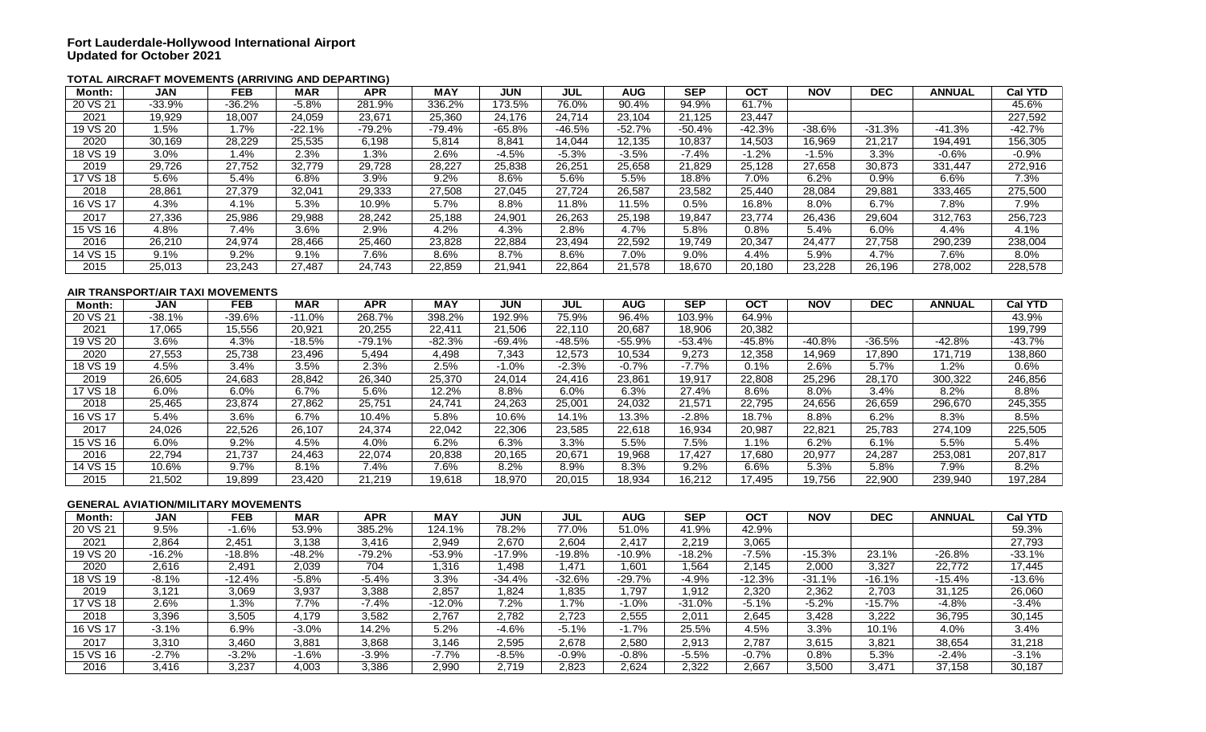**Fort Lauderdale-Hollywood International Airport**
**Updated for October 2021**

**TOTAL AIRCRAFT MOVEMENTS (ARRIVING AND DEPARTING)**

| Month: | JAN | FEB | MAR | APR | MAY | JUN | JUL | AUG | SEP | OCT | NOV | DEC | ANNUAL | Cal YTD |
|---|---|---|---|---|---|---|---|---|---|---|---|---|---|---|
| 20 VS 21 | -33.9% | -36.2% | -5.8% | 281.9% | 336.2% | 173.5% | 76.0% | 90.4% | 94.9% | 61.7% | | | | 45.6% |
| 2021 | 19,929 | 18,007 | 24,059 | 23,671 | 25,360 | 24,176 | 24,714 | 23,104 | 21,125 | 23,447 | | | | 227,592 |
| 19 VS 20 | 1.5% | 1.7% | -22.1% | -79.2% | -79.4% | -65.8% | -46.5% | -52.7% | -50.4% | -42.3% | -38.6% | -31.3% | -41.3% | -42.7% |
| 2020 | 30,169 | 28,229 | 25,535 | 6,198 | 5,814 | 8,841 | 14,044 | 12,135 | 10,837 | 14,503 | 16,969 | 21,217 | 194,491 | 156,305 |
| 18 VS 19 | 3.0% | 1.4% | 2.3% | 1.3% | 2.6% | -4.5% | -5.3% | -3.5% | -7.4% | -1.2% | -1.5% | 3.3% | -0.6% | -0.9% |
| 2019 | 29,726 | 27,752 | 32,779 | 29,728 | 28,227 | 25,838 | 26,251 | 25,658 | 21,829 | 25,128 | 27,658 | 30,873 | 331,447 | 272,916 |
| 17 VS 18 | 5.6% | 5.4% | 6.8% | 3.9% | 9.2% | 8.6% | 5.6% | 5.5% | 18.8% | 7.0% | 6.2% | 0.9% | 6.6% | 7.3% |
| 2018 | 28,861 | 27,379 | 32,041 | 29,333 | 27,508 | 27,045 | 27,724 | 26,587 | 23,582 | 25,440 | 28,084 | 29,881 | 333,465 | 275,500 |
| 16 VS 17 | 4.3% | 4.1% | 5.3% | 10.9% | 5.7% | 8.8% | 11.8% | 11.5% | 0.5% | 16.8% | 8.0% | 6.7% | 7.8% | 7.9% |
| 2017 | 27,336 | 25,986 | 29,988 | 28,242 | 25,188 | 24,901 | 26,263 | 25,198 | 19,847 | 23,774 | 26,436 | 29,604 | 312,763 | 256,723 |
| 15 VS 16 | 4.8% | 7.4% | 3.6% | 2.9% | 4.2% | 4.3% | 2.8% | 4.7% | 5.8% | 0.8% | 5.4% | 6.0% | 4.4% | 4.1% |
| 2016 | 26,210 | 24,974 | 28,466 | 25,460 | 23,828 | 22,884 | 23,494 | 22,592 | 19,749 | 20,347 | 24,477 | 27,758 | 290,239 | 238,004 |
| 14 VS 15 | 9.1% | 9.2% | 9.1% | 7.6% | 8.6% | 8.7% | 8.6% | 7.0% | 9.0% | 4.4% | 5.9% | 4.7% | 7.6% | 8.0% |
| 2015 | 25,013 | 23,243 | 27,487 | 24,743 | 22,859 | 21,941 | 22,864 | 21,578 | 18,670 | 20,180 | 23,228 | 26,196 | 278,002 | 228,578 |

**AIR TRANSPORT/AIR TAXI MOVEMENTS**

| Month: | JAN | FEB | MAR | APR | MAY | JUN | JUL | AUG | SEP | OCT | NOV | DEC | ANNUAL | Cal YTD |
|---|---|---|---|---|---|---|---|---|---|---|---|---|---|---|
| 20 VS 21 | -38.1% | -39.6% | -11.0% | 268.7% | 398.2% | 192.9% | 75.9% | 96.4% | 103.9% | 64.9% | | | | 43.9% |
| 2021 | 17,065 | 15,556 | 20,921 | 20,255 | 22,411 | 21,506 | 22,110 | 20,687 | 18,906 | 20,382 | | | | 199,799 |
| 19 VS 20 | 3.6% | 4.3% | -18.5% | -79.1% | -82.3% | -69.4% | -48.5% | -55.9% | -53.4% | -45.8% | -40.8% | -36.5% | -42.8% | -43.7% |
| 2020 | 27,553 | 25,738 | 23,496 | 5,494 | 4,498 | 7,343 | 12,573 | 10,534 | 9,273 | 12,358 | 14,969 | 17,890 | 171,719 | 138,860 |
| 18 VS 19 | 4.5% | 3.4% | 3.5% | 2.3% | 2.5% | -1.0% | -2.3% | -0.7% | -7.7% | 0.1% | 2.6% | 5.7% | 1.2% | 0.6% |
| 2019 | 26,605 | 24,683 | 28,842 | 26,340 | 25,370 | 24,014 | 24,416 | 23,861 | 19,917 | 22,808 | 25,296 | 28,170 | 300,322 | 246,856 |
| 17 VS 18 | 6.0% | 6.0% | 6.7% | 5.6% | 12.2% | 8.8% | 6.0% | 6.3% | 27.4% | 8.6% | 8.0% | 3.4% | 8.2% | 8.8% |
| 2018 | 25,465 | 23,874 | 27,862 | 25,751 | 24,741 | 24,263 | 25,001 | 24,032 | 21,571 | 22,795 | 24,656 | 26,659 | 296,670 | 245,355 |
| 16 VS 17 | 5.4% | 3.6% | 6.7% | 10.4% | 5.8% | 10.6% | 14.1% | 13.3% | -2.8% | 18.7% | 8.8% | 6.2% | 8.3% | 8.5% |
| 2017 | 24,026 | 22,526 | 26,107 | 24,374 | 22,042 | 22,306 | 23,585 | 22,618 | 16,934 | 20,987 | 22,821 | 25,783 | 274,109 | 225,505 |
| 15 VS 16 | 6.0% | 9.2% | 4.5% | 4.0% | 6.2% | 6.3% | 3.3% | 5.5% | 7.5% | 1.1% | 6.2% | 6.1% | 5.5% | 5.4% |
| 2016 | 22,794 | 21,737 | 24,463 | 22,074 | 20,838 | 20,165 | 20,671 | 19,968 | 17,427 | 17,680 | 20,977 | 24,287 | 253,081 | 207,817 |
| 14 VS 15 | 10.6% | 9.7% | 8.1% | 7.4% | 7.6% | 8.2% | 8.9% | 8.3% | 9.2% | 6.6% | 5.3% | 5.8% | 7.9% | 8.2% |
| 2015 | 21,502 | 19,899 | 23,420 | 21,219 | 19,618 | 18,970 | 20,015 | 18,934 | 16,212 | 17,495 | 19,756 | 22,900 | 239,940 | 197,284 |

**GENERAL AVIATION/MILITARY MOVEMENTS**

| Month: | JAN | FEB | MAR | APR | MAY | JUN | JUL | AUG | SEP | OCT | NOV | DEC | ANNUAL | Cal YTD |
|---|---|---|---|---|---|---|---|---|---|---|---|---|---|---|
| 20 VS 21 | 9.5% | -1.6% | 53.9% | 385.2% | 124.1% | 78.2% | 77.0% | 51.0% | 41.9% | 42.9% | | | | 59.3% |
| 2021 | 2,864 | 2,451 | 3,138 | 3,416 | 2,949 | 2,670 | 2,604 | 2,417 | 2,219 | 3,065 | | | | 27,793 |
| 19 VS 20 | -16.2% | -18.8% | -48.2% | -79.2% | -53.9% | -17.9% | -19.8% | -10.9% | -18.2% | -7.5% | -15.3% | 23.1% | -26.8% | -33.1% |
| 2020 | 2,616 | 2,491 | 2,039 | 704 | 1,316 | 1,498 | 1,471 | 1,601 | 1,564 | 2,145 | 2,000 | 3,327 | 22,772 | 17,445 |
| 18 VS 19 | -8.1% | -12.4% | -5.8% | -5.4% | 3.3% | -34.4% | -32.6% | -29.7% | -4.9% | -12.3% | -31.1% | -16.1% | -15.4% | -13.6% |
| 2019 | 3,121 | 3,069 | 3,937 | 3,388 | 2,857 | 1,824 | 1,835 | 1,797 | 1,912 | 2,320 | 2,362 | 2,703 | 31,125 | 26,060 |
| 17 VS 18 | 2.6% | 1.3% | 7.7% | -7.4% | -12.0% | 7.2% | 1.7% | -1.0% | -31.0% | -5.1% | -5.2% | -15.7% | -4.8% | -3.4% |
| 2018 | 3,396 | 3,505 | 4,179 | 3,582 | 2,767 | 2,782 | 2,723 | 2,555 | 2,011 | 2,645 | 3,428 | 3,222 | 36,795 | 30,145 |
| 16 VS 17 | -3.1% | 6.9% | -3.0% | 14.2% | 5.2% | -4.6% | -5.1% | -1.7% | 25.5% | 4.5% | 3.3% | 10.1% | 4.0% | 3.4% |
| 2017 | 3,310 | 3,460 | 3,881 | 3,868 | 3,146 | 2,595 | 2,678 | 2,580 | 2,913 | 2,787 | 3,615 | 3,821 | 38,654 | 31,218 |
| 15 VS 16 | -2.7% | -3.2% | -1.6% | -3.9% | -7.7% | -8.5% | -0.9% | -0.8% | -5.5% | -0.7% | 0.8% | 5.3% | -2.4% | -3.1% |
| 2016 | 3,416 | 3,237 | 4,003 | 3,386 | 2,990 | 2,719 | 2,823 | 2,624 | 2,322 | 2,667 | 3,500 | 3,471 | 37,158 | 30,187 |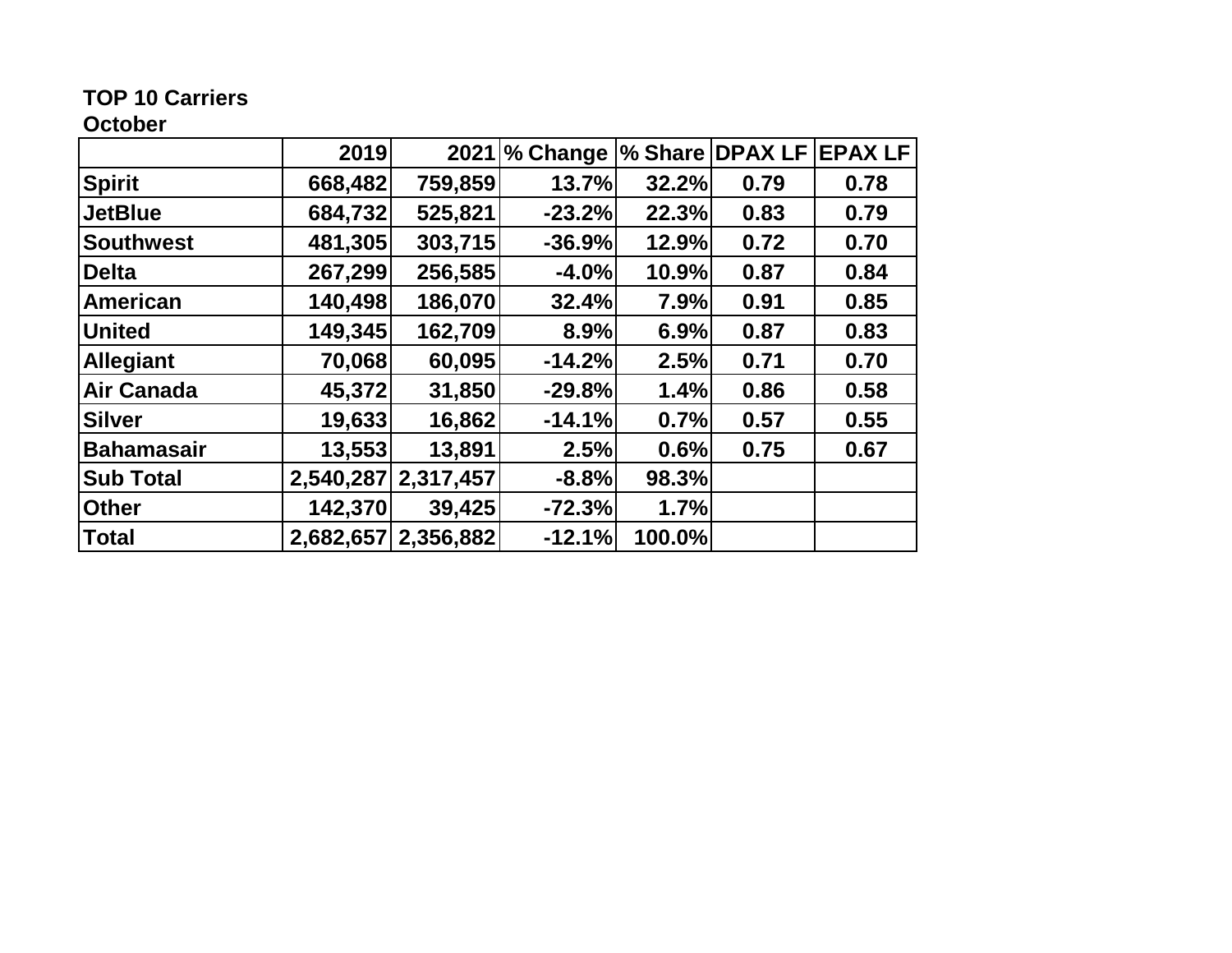**TOP 10 Carriers**
**October**

| | 2019 | 2021 | % Change | % Share | DPAX LF | EPAX LF |
|---|---|---|---|---|---|---|
| **Spirit** | 668,482 | 759,859 | 13.7% | 32.2% | 0.79 | 0.78 |
| **JetBlue** | 684,732 | 525,821 | -23.2% | 22.3% | 0.83 | 0.79 |
| **Southwest** | 481,305 | 303,715 | -36.9% | 12.9% | 0.72 | 0.70 |
| **Delta** | 267,299 | 256,585 | -4.0% | 10.9% | 0.87 | 0.84 |
| **American** | 140,498 | 186,070 | 32.4% | 7.9% | 0.91 | 0.85 |
| **United** | 149,345 | 162,709 | 8.9% | 6.9% | 0.87 | 0.83 |
| **Allegiant** | 70,068 | 60,095 | -14.2% | 2.5% | 0.71 | 0.70 |
| **Air Canada** | 45,372 | 31,850 | -29.8% | 1.4% | 0.86 | 0.58 |
| **Silver** | 19,633 | 16,862 | -14.1% | 0.7% | 0.57 | 0.55 |
| **Bahamasair** | 13,553 | 13,891 | 2.5% | 0.6% | 0.75 | 0.67 |
| **Sub Total** | 2,540,287 | 2,317,457 | -8.8% | 98.3% | | |
| **Other** | 142,370 | 39,425 | -72.3% | 1.7% | | |
| **Total** | 2,682,657 | 2,356,882 | -12.1% | 100.0% | | |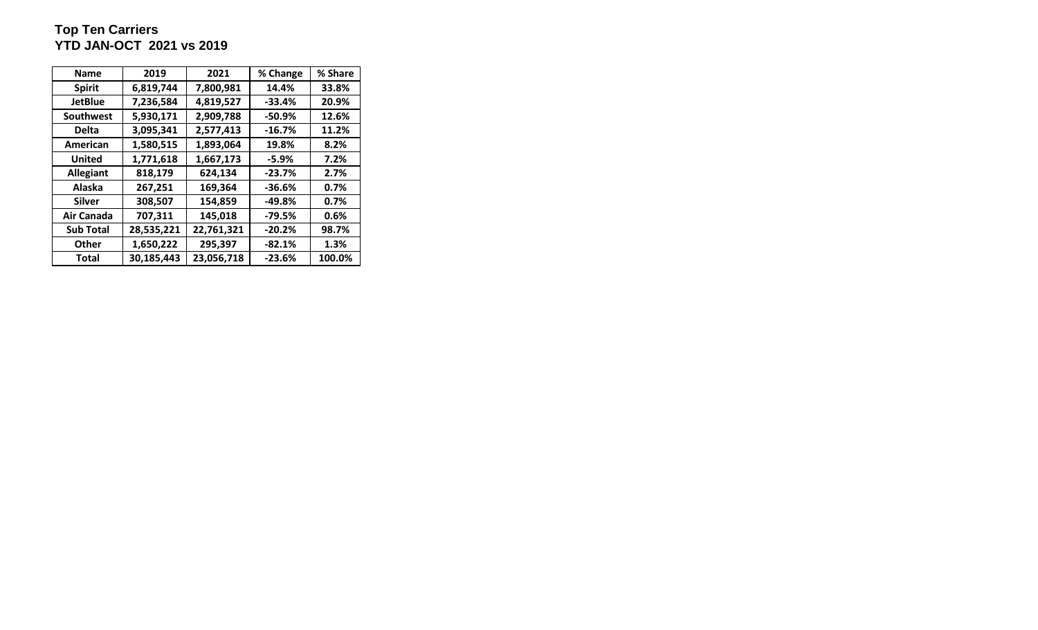**Top Ten Carriers**
**YTD JAN-OCT 2021 vs 2019**

| Name | 2019 | 2021 | % Change | % Share |
|---|---|---|---|---|
| Spirit | 6,819,744 | 7,800,981 | 14.4% | 33.8% |
| JetBlue | 7,236,584 | 4,819,527 | -33.4% | 20.9% |
| Southwest | 5,930,171 | 2,909,788 | -50.9% | 12.6% |
| Delta | 3,095,341 | 2,577,413 | -16.7% | 11.2% |
| American | 1,580,515 | 1,893,064 | 19.8% | 8.2% |
| United | 1,771,618 | 1,667,173 | -5.9% | 7.2% |
| Allegiant | 818,179 | 624,134 | -23.7% | 2.7% |
| Alaska | 267,251 | 169,364 | -36.6% | 0.7% |
| Silver | 308,507 | 154,859 | -49.8% | 0.7% |
| Air Canada | 707,311 | 145,018 | -79.5% | 0.6% |
| Sub Total | 28,535,221 | 22,761,321 | -20.2% | 98.7% |
| Other | 1,650,222 | 295,397 | -82.1% | 1.3% |
| Total | 30,185,443 | 23,056,718 | -23.6% | 100.0% |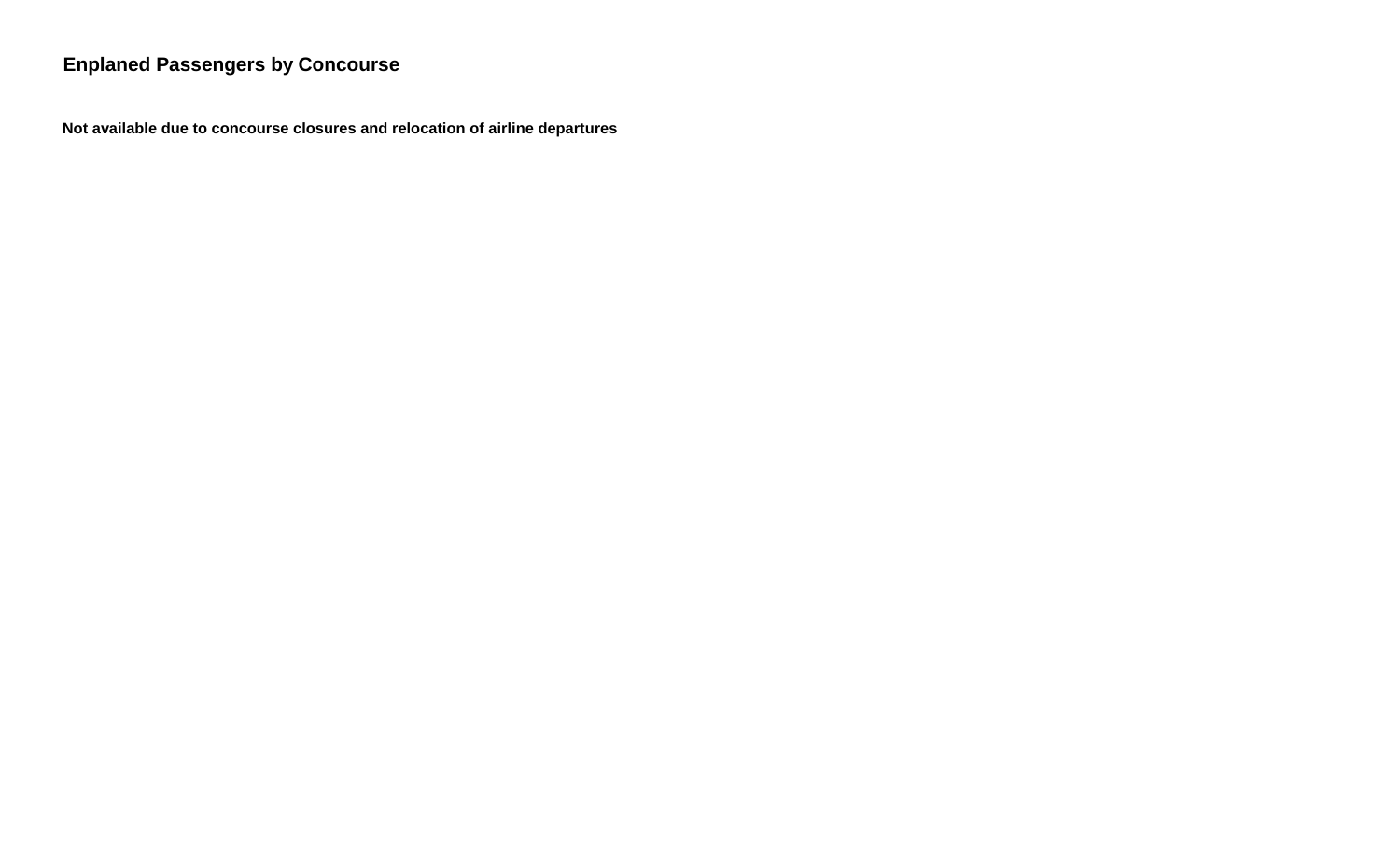## Enplaned Passengers by Concourse

**Not available due to concourse closures and relocation of airline departures**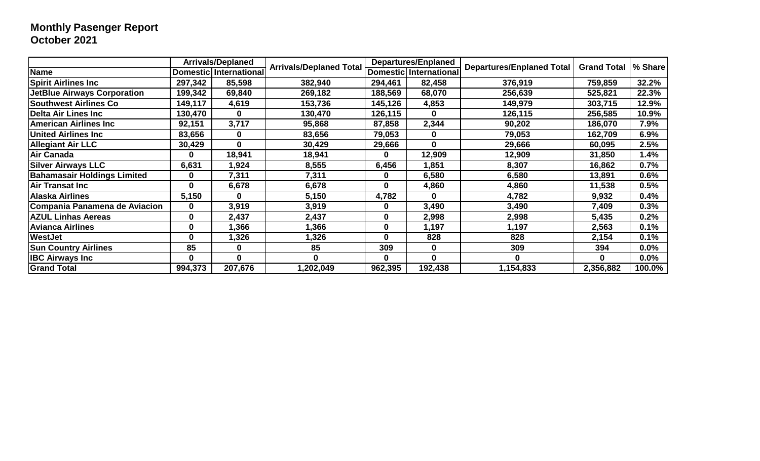**Monthly Pasenger Report**
**October 2021**

| | Arrivals/Deplaned | | Arrivals/Deplaned Total | Departures/Enplaned | | Departures/Enplaned Total | Grand Total | % Share |
|---|---|---|---|---|---|---|---|---|
| **Name** | **Domestic** | **International** | | **Domestic** | **International** | | | |
| **Spirit Airlines Inc** | 297,342 | 85,598 | 382,940 | 294,461 | 82,458 | 376,919 | 759,859 | 32.2% |
| **JetBlue Airways Corporation** | 199,342 | 69,840 | 269,182 | 188,569 | 68,070 | 256,639 | 525,821 | 22.3% |
| **Southwest Airlines Co** | 149,117 | 4,619 | 153,736 | 145,126 | 4,853 | 149,979 | 303,715 | 12.9% |
| **Delta Air Lines Inc** | 130,470 | 0 | 130,470 | 126,115 | 0 | 126,115 | 256,585 | 10.9% |
| **American Airlines Inc** | 92,151 | 3,717 | 95,868 | 87,858 | 2,344 | 90,202 | 186,070 | 7.9% |
| **United Airlines Inc** | 83,656 | 0 | 83,656 | 79,053 | 0 | 79,053 | 162,709 | 6.9% |
| **Allegiant Air LLC** | 30,429 | 0 | 30,429 | 29,666 | 0 | 29,666 | 60,095 | 2.5% |
| **Air Canada** | 0 | 18,941 | 18,941 | 0 | 12,909 | 12,909 | 31,850 | 1.4% |
| **Silver Airways LLC** | 6,631 | 1,924 | 8,555 | 6,456 | 1,851 | 8,307 | 16,862 | 0.7% |
| **Bahamasair Holdings Limited** | 0 | 7,311 | 7,311 | 0 | 6,580 | 6,580 | 13,891 | 0.6% |
| **Air Transat Inc** | 0 | 6,678 | 6,678 | 0 | 4,860 | 4,860 | 11,538 | 0.5% |
| **Alaska Airlines** | 5,150 | 0 | 5,150 | 4,782 | 0 | 4,782 | 9,932 | 0.4% |
| **Compania Panamena de Aviacion** | 0 | 3,919 | 3,919 | 0 | 3,490 | 3,490 | 7,409 | 0.3% |
| **AZUL Linhas Aereas** | 0 | 2,437 | 2,437 | 0 | 2,998 | 2,998 | 5,435 | 0.2% |
| **Avianca Airlines** | 0 | 1,366 | 1,366 | 0 | 1,197 | 1,197 | 2,563 | 0.1% |
| **WestJet** | 0 | 1,326 | 1,326 | 0 | 828 | 828 | 2,154 | 0.1% |
| **Sun Country Airlines** | 85 | 0 | 85 | 309 | 0 | 309 | 394 | 0.0% |
| **IBC Airways Inc** | 0 | 0 | 0 | 0 | 0 | 0 | 0 | 0.0% |
| **Grand Total** | 994,373 | 207,676 | 1,202,049 | 962,395 | 192,438 | 1,154,833 | 2,356,882 | 100.0% |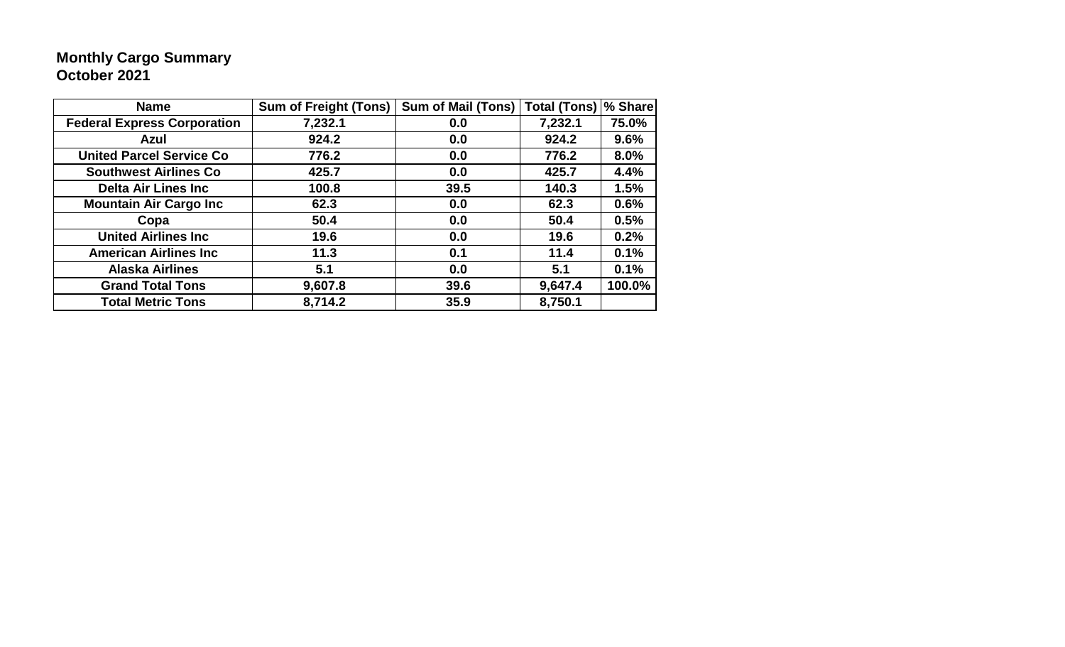**Monthly Cargo Summary**
**October 2021**

| Name | Sum of Freight (Tons) | Sum of Mail (Tons) | Total (Tons) | % Share |
|---|---|---|---|---|
| Federal Express Corporation | 7,232.1 | 0.0 | 7,232.1 | 75.0% |
| Azul | 924.2 | 0.0 | 924.2 | 9.6% |
| United Parcel Service Co | 776.2 | 0.0 | 776.2 | 8.0% |
| Southwest Airlines Co | 425.7 | 0.0 | 425.7 | 4.4% |
| Delta Air Lines Inc | 100.8 | 39.5 | 140.3 | 1.5% |
| Mountain Air Cargo Inc | 62.3 | 0.0 | 62.3 | 0.6% |
| Copa | 50.4 | 0.0 | 50.4 | 0.5% |
| United Airlines Inc | 19.6 | 0.0 | 19.6 | 0.2% |
| American Airlines Inc | 11.3 | 0.1 | 11.4 | 0.1% |
| Alaska Airlines | 5.1 | 0.0 | 5.1 | 0.1% |
| Grand Total Tons | 9,607.8 | 39.6 | 9,647.4 | 100.0% |
| Total Metric Tons | 8,714.2 | 35.9 | 8,750.1 | |